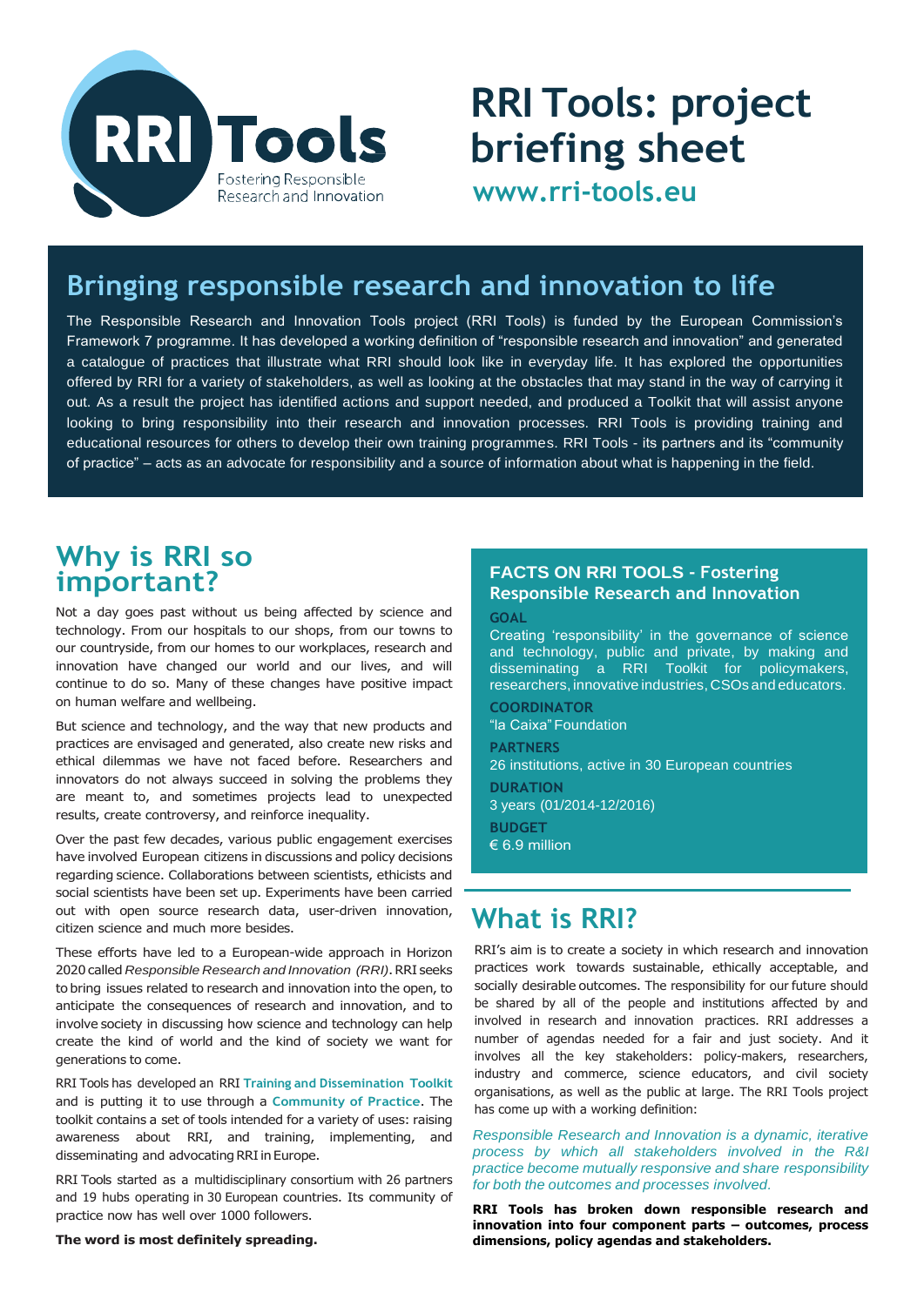RRI Tools
Fostering Responsible Research and Innovation

# RRI Tools: project briefing sheet

**www.rri-tools.eu**

## Bringing responsible research and innovation to life

The Responsible Research and Innovation Tools project (RRI Tools) is funded by the European Commission's Framework 7 programme. It has developed a working definition of "responsible research and innovation" and generated a catalogue of practices that illustrate what RRI should look like in everyday life. It has explored the opportunities offered by RRI for a variety of stakeholders, as well as looking at the obstacles that may stand in the way of carrying it out. As a result the project has identified actions and support needed, and produced a Toolkit that will assist anyone looking to bring responsibility into their research and innovation processes. RRI Tools is providing training and educational resources for others to develop their own training programmes. RRI Tools - its partners and its "community of practice" – acts as an advocate for responsibility and a source of information about what is happening in the field.

## Why is RRI so important?

Not a day goes past without us being affected by science and technology. From our hospitals to our shops, from our towns to our countryside, from our homes to our workplaces, research and innovation have changed our world and our lives, and will continue to do so. Many of these changes have positive impact on human welfare and wellbeing.

But science and technology, and the way that new products and practices are envisaged and generated, also create new risks and ethical dilemmas we have not faced before. Researchers and innovators do not always succeed in solving the problems they are meant to, and sometimes projects lead to unexpected results, create controversy, and reinforce inequality.

Over the past few decades, various public engagement exercises have involved European citizens in discussions and policy decisions regarding science. Collaborations between scientists, ethicists and social scientists have been set up. Experiments have been carried out with open source research data, user-driven innovation, citizen science and much more besides.

These efforts have led to a European-wide approach in Horizon 2020 called *Responsible Research and Innovation (RRI)*. RRI seeks to bring issues related to research and innovation into the open, to anticipate the consequences of research and innovation, and to involve society in discussing how science and technology can help create the kind of world and the kind of society we want for generations to come.

RRI Tools has developed an RRI **Training and Dissemination Toolkit** and is putting it to use through a **Community of Practice**. The toolkit contains a set of tools intended for a variety of uses: raising awareness about RRI, and training, implementing, and disseminating and advocating RRI in Europe.

RRI Tools started as a multidisciplinary consortium with 26 partners and 19 hubs operating in 30 European countries. Its community of practice now has well over 1000 followers.

**The word is most definitely spreading.**

### FACTS ON RRI TOOLS - Fostering Responsible Research and Innovation

**GOAL**

Creating 'responsibility' in the governance of science and technology, public and private, by making and disseminating a RRI Toolkit for policymakers, researchers, innovative industries, CSOs and educators.

**COORDINATOR**

"la Caixa" Foundation

**PARTNERS**

26 institutions, active in 30 European countries

**DURATION**

3 years (01/2014-12/2016)

**BUDGET**

€ 6.9 million

## What is RRI?

RRI's aim is to create a society in which research and innovation practices work towards sustainable, ethically acceptable, and socially desirable outcomes. The responsibility for our future should be shared by all of the people and institutions affected by and involved in research and innovation practices. RRI addresses a number of agendas needed for a fair and just society. And it involves all the key stakeholders: policy-makers, researchers, industry and commerce, science educators, and civil society organisations, as well as the public at large. The RRI Tools project has come up with a working definition:

*Responsible Research and Innovation is a dynamic, iterative process by which all stakeholders involved in the R&I practice become mutually responsive and share responsibility for both the outcomes and processes involved.*

**RRI Tools has broken down responsible research and innovation into four component parts – outcomes, process dimensions, policy agendas and stakeholders.**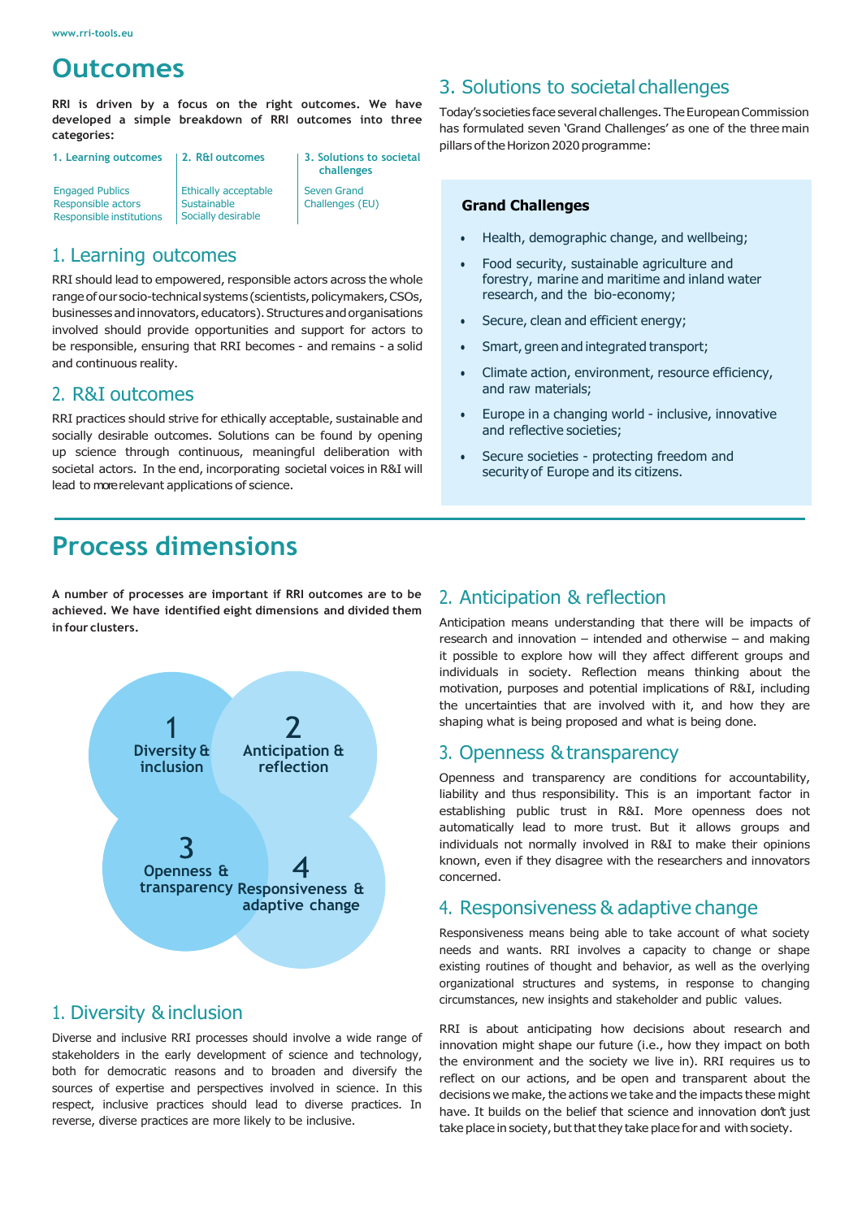# Outcomes

**RRI is driven by a focus on the right outcomes. We have developed a simple breakdown of RRI outcomes into three categories:**

| 1. Learning outcomes | 2. R&I outcomes | 3. Solutions to societal challenges |
|---|---|---|
| Engaged Publics<br>Responsible actors<br>Responsible institutions | Ethically acceptable<br>Sustainable<br>Socially desirable | Seven Grand Challenges (EU) |

## 1. Learning outcomes

RRI should lead to empowered, responsible actors across the whole range of our socio-technical systems (scientists, policymakers, CSOs, businesses and innovators, educators). Structures and organisations involved should provide opportunities and support for actors to be responsible, ensuring that RRI becomes - and remains - a solid and continuous reality.

## 2. R&I outcomes

RRI practices should strive for ethically acceptable, sustainable and socially desirable outcomes. Solutions can be found by opening up science through continuous, meaningful deliberation with societal actors. In the end, incorporating societal voices in R&I will lead to more relevant applications of science.

## 3. Solutions to societal challenges

Today's societies face several challenges. The European Commission has formulated seven 'Grand Challenges' as one of the three main pillars of the Horizon 2020 programme:

**Grand Challenges**

- Health, demographic change, and wellbeing;
- Food security, sustainable agriculture and forestry, marine and maritime and inland water research, and the bio-economy;
- Secure, clean and efficient energy;
- Smart, green and integrated transport;
- Climate action, environment, resource efficiency, and raw materials;
- Europe in a changing world - inclusive, innovative and reflective societies;
- Secure societies - protecting freedom and security of Europe and its citizens.

# Process dimensions

**A number of processes are important if RRI outcomes are to be achieved. We have identified eight dimensions and divided them in four clusters.**

1 Diversity & inclusion
2 Anticipation & reflection
3 Openness & transparency
4 Responsiveness & adaptive change

## 1. Diversity & inclusion

Diverse and inclusive RRI processes should involve a wide range of stakeholders in the early development of science and technology, both for democratic reasons and to broaden and diversify the sources of expertise and perspectives involved in science. In this respect, inclusive practices should lead to diverse practices. In reverse, diverse practices are more likely to be inclusive.

## 2. Anticipation & reflection

Anticipation means understanding that there will be impacts of research and innovation – intended and otherwise – and making it possible to explore how will they affect different groups and individuals in society. Reflection means thinking about the motivation, purposes and potential implications of R&I, including the uncertainties that are involved with it, and how they are shaping what is being proposed and what is being done.

## 3. Openness & transparency

Openness and transparency are conditions for accountability, liability and thus responsibility. This is an important factor in establishing public trust in R&I. More openness does not automatically lead to more trust. But it allows groups and individuals not normally involved in R&I to make their opinions known, even if they disagree with the researchers and innovators concerned.

## 4. Responsiveness & adaptive change

Responsiveness means being able to take account of what society needs and wants. RRI involves a capacity to change or shape existing routines of thought and behavior, as well as the overlying organizational structures and systems, in response to changing circumstances, new insights and stakeholder and public values.

RRI is about anticipating how decisions about research and innovation might shape our future (i.e., how they impact on both the environment and the society we live in). RRI requires us to reflect on our actions, and be open and transparent about the decisions we make, the actions we take and the impacts these might have. It builds on the belief that science and innovation don't just take place in society, but that they take place for and with society.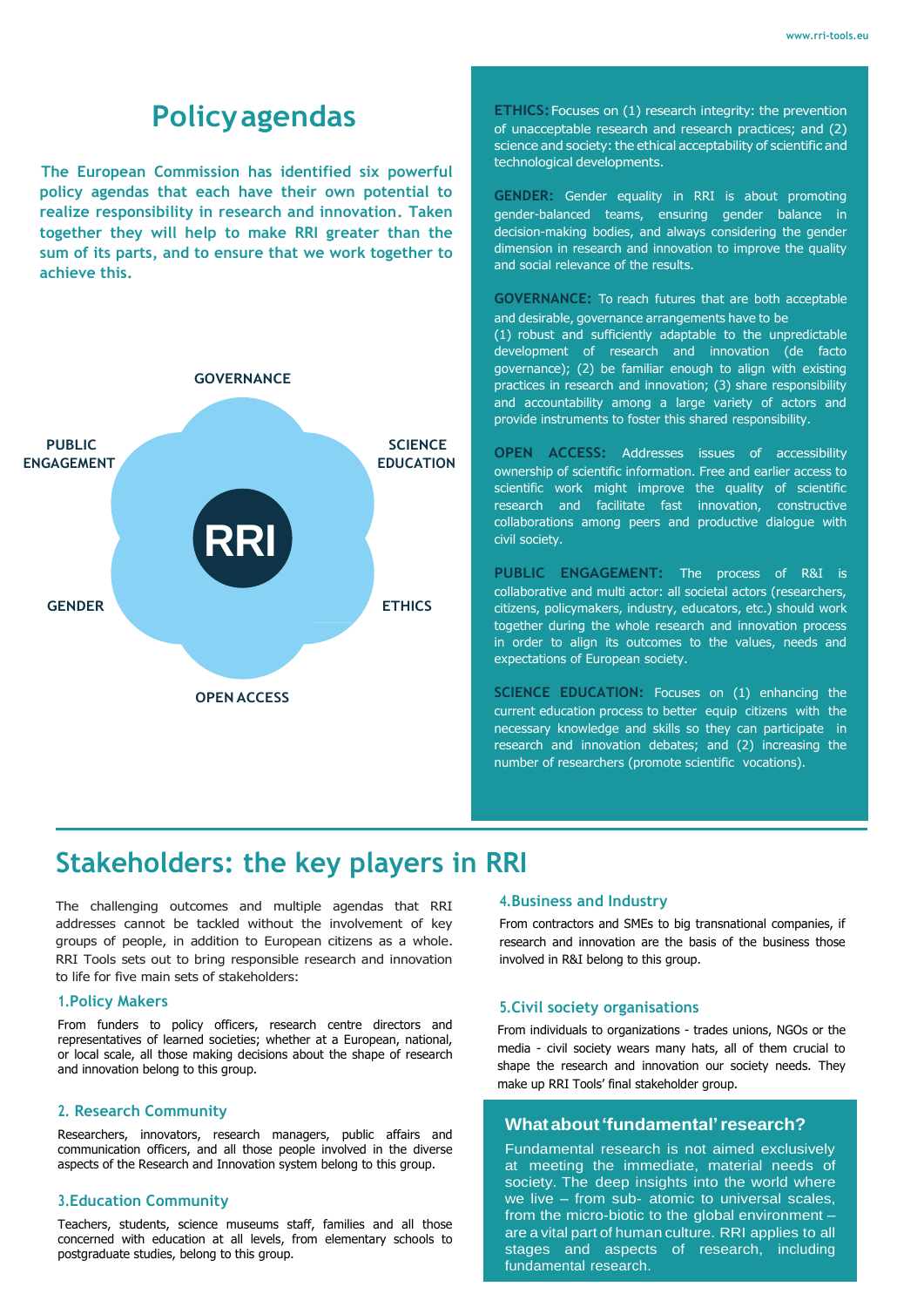## Policy agendas

**The European Commission has identified six powerful policy agendas that each have their own potential to realize responsibility in research and innovation. Taken together they will help to make RRI greater than the sum of its parts, and to ensure that we work together to achieve this.**

GOVERNANCE

PUBLIC ENGAGEMENT

SCIENCE EDUCATION

RRI

GENDER

ETHICS

OPEN ACCESS

**ETHICS:** Focuses on (1) research integrity: the prevention of unacceptable research and research practices; and (2) science and society: the ethical acceptability of scientific and technological developments.

**GENDER:** Gender equality in RRI is about promoting gender-balanced teams, ensuring gender balance in decision-making bodies, and always considering the gender dimension in research and innovation to improve the quality and social relevance of the results.

**GOVERNANCE:** To reach futures that are both acceptable and desirable, governance arrangements have to be (1) robust and sufficiently adaptable to the unpredictable development of research and innovation (de facto governance); (2) be familiar enough to align with existing practices in research and innovation; (3) share responsibility and accountability among a large variety of actors and provide instruments to foster this shared responsibility.

**OPEN ACCESS:** Addresses issues of accessibility ownership of scientific information. Free and earlier access to scientific work might improve the quality of scientific research and facilitate fast innovation, constructive collaborations among peers and productive dialogue with civil society.

**PUBLIC ENGAGEMENT:** The process of R&I is collaborative and multi actor: all societal actors (researchers, citizens, policymakers, industry, educators, etc.) should work together during the whole research and innovation process in order to align its outcomes to the values, needs and expectations of European society.

**SCIENCE EDUCATION:** Focuses on (1) enhancing the current education process to better equip citizens with the necessary knowledge and skills so they can participate in research and innovation debates; and (2) increasing the number of researchers (promote scientific vocations).

## Stakeholders: the key players in RRI

The challenging outcomes and multiple agendas that RRI addresses cannot be tackled without the involvement of key groups of people, in addition to European citizens as a whole. RRI Tools sets out to bring responsible research and innovation to life for five main sets of stakeholders:

### 1.Policy Makers

From funders to policy officers, research centre directors and representatives of learned societies; whether at a European, national, or local scale, all those making decisions about the shape of research and innovation belong to this group.

### 2. Research Community

Researchers, innovators, research managers, public affairs and communication officers, and all those people involved in the diverse aspects of the Research and Innovation system belong to this group.

### 3.Education Community

Teachers, students, science museums staff, families and all those concerned with education at all levels, from elementary schools to postgraduate studies, belong to this group.

### 4.Business and Industry

From contractors and SMEs to big transnational companies, if research and innovation are the basis of the business those involved in R&I belong to this group.

### 5.Civil society organisations

From individuals to organizations - trades unions, NGOs or the media - civil society wears many hats, all of them crucial to shape the research and innovation our society needs. They make up RRI Tools' final stakeholder group.

### What about 'fundamental' research?

Fundamental research is not aimed exclusively at meeting the immediate, material needs of society. The deep insights into the world where we live – from sub- atomic to universal scales, from the micro-biotic to the global environment – are a vital part of human culture. RRI applies to all stages and aspects of research, including fundamental research.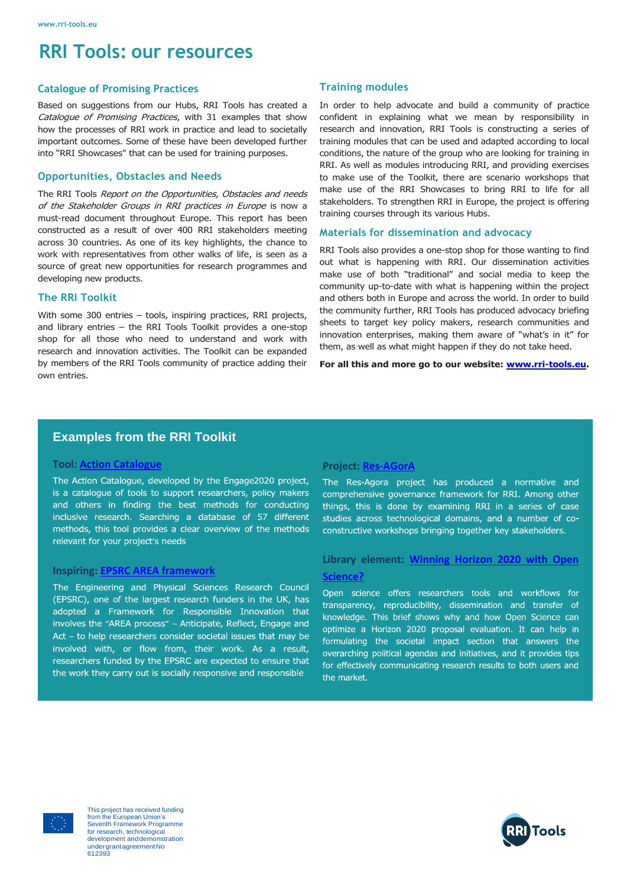# RRI Tools: our resources

## Catalogue of Promising Practices

Based on suggestions from our Hubs, RRI Tools has created a *Catalogue of Promising Practices*, with 31 examples that show how the processes of RRI work in practice and lead to societally important outcomes. Some of these have been developed further into “RRI Showcases” that can be used for training purposes.

## Opportunities, Obstacles and Needs

The RRI Tools *Report on the Opportunities, Obstacles and needs of the Stakeholder Groups in RRI practices in Europe* is now a must-read document throughout Europe. This report has been constructed as a result of over 400 RRI stakeholders meeting across 30 countries. As one of its key highlights, the chance to work with representatives from other walks of life, is seen as a source of great new opportunities for research programmes and developing new products.

## The RRI Toolkit

With some 300 entries – tools, inspiring practices, RRI projects, and library entries – the RRI Tools Toolkit provides a one-stop shop for all those who need to understand and work with research and innovation activities. The Toolkit can be expanded by members of the RRI Tools community of practice adding their own entries.

## Training modules

In order to help advocate and build a community of practice confident in explaining what we mean by responsibility in research and innovation, RRI Tools is constructing a series of training modules that can be used and adapted according to local conditions, the nature of the group who are looking for training in RRI. As well as modules introducing RRI, and providing exercises to make use of the Toolkit, there are scenario workshops that make use of the RRI Showcases to bring RRI to life for all stakeholders. To strengthen RRI in Europe, the project is offering training courses through its various Hubs.

## Materials for dissemination and advocacy

RRI Tools also provides a one-stop shop for those wanting to find out what is happening with RRI. Our dissemination activities make use of both “traditional” and social media to keep the community up-to-date with what is happening within the project and others both in Europe and across the world. In order to build the community further, RRI Tools has produced advocacy briefing sheets to target key policy makers, research communities and innovation enterprises, making them aware of “what’s in it” for them, as well as what might happen if they do not take heed.

**For all this and more go to our website: www.rri-tools.eu.**

## Examples from the RRI Toolkit

### Tool: Action Catalogue

The Action Catalogue, developed by the Engage2020 project, is a catalogue of tools to support researchers, policy makers and others in finding the best methods for conducting inclusive research. Searching a database of 57 different methods, this tool provides a clear overview of the methods relevant for your project’s needs

### Inspiring: EPSRC AREA framework

The Engineering and Physical Sciences Research Council (EPSRC), one of the largest research funders in the UK, has adopted a Framework for Responsible Innovation that involves the “AREA process” – Anticipate, Reflect, Engage and Act – to help researchers consider societal issues that may be involved with, or flow from, their work. As a result, researchers funded by the EPSRC are expected to ensure that the work they carry out is socially responsive and responsible

### Project: Res-AGorA

The Res-Agora project has produced a normative and comprehensive governance framework for RRI. Among other things, this is done by examining RRI in a series of case studies across technological domains, and a number of co-constructive workshops bringing together key stakeholders.

### Library element: Winning Horizon 2020 with Open Science?

Open science offers researchers tools and workflows for transparency, reproducibility, dissemination and transfer of knowledge. This brief shows why and how Open Science can optimize a Horizon 2020 proposal evaluation. It can help in formulating the societal impact section that answers the overarching political agendas and initiatives, and it provides tips for effectively communicating research results to both users and the market.

This project has received funding from the European Union’s Seventh Framework Programme for research, technological development and demonstration under grant agreement No 612393

RRI Tools